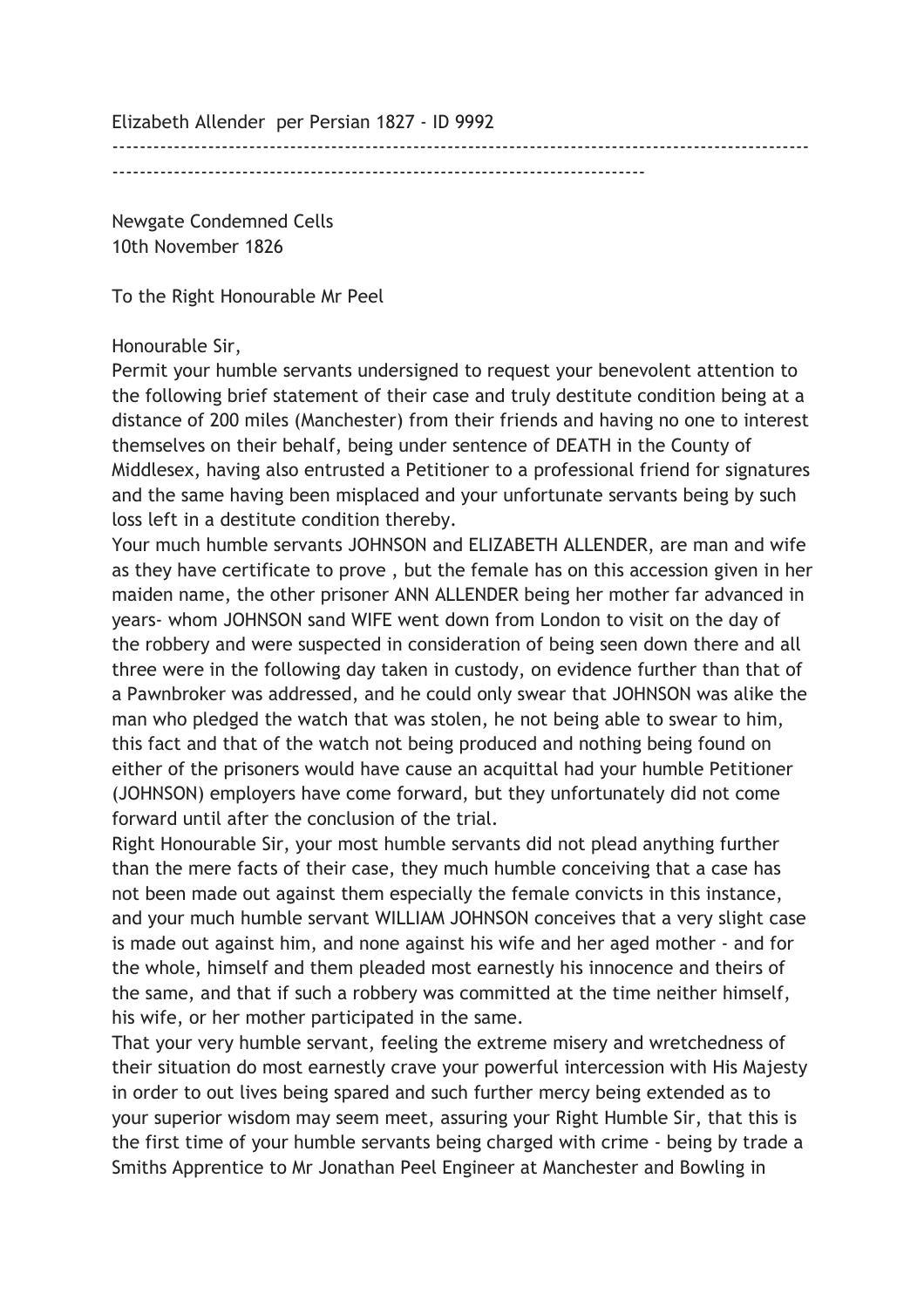Elizabeth Allender per Persian 1827 - ID 9992

---

Newgate Condemned Cells
10th November 1826

To the Right Honourable Mr Peel

Honourable Sir,

Permit your humble servants undersigned to request your benevolent attention to the following brief statement of their case and truly destitute condition being at a distance of 200 miles (Manchester) from their friends and having no one to interest themselves on their behalf, being under sentence of DEATH in the County of Middlesex, having also entrusted a Petitioner to a professional friend for signatures and the same having been misplaced and your unfortunate servants being by such loss left in a destitute condition thereby.

Your much humble servants JOHNSON and ELIZABETH ALLENDER, are man and wife as they have certificate to prove , but the female has on this accession given in her maiden name, the other prisoner ANN ALLENDER being her mother far advanced in years- whom JOHNSON sand WIFE went down from London to visit on the day of the robbery and were suspected in consideration of being seen down there and all three were in the following day taken in custody, on evidence further than that of a Pawnbroker was addressed, and he could only swear that JOHNSON was alike the man who pledged the watch that was stolen, he not being able to swear to him, this fact and that of the watch not being produced and nothing being found on either of the prisoners would have cause an acquittal had your humble Petitioner (JOHNSON) employers have come forward, but they unfortunately did not come forward until after the conclusion of the trial.

Right Honourable Sir, your most humble servants did not plead anything further than the mere facts of their case, they much humble conceiving that a case has not been made out against them especially the female convicts in this instance, and your much humble servant WILLIAM JOHNSON conceives that a very slight case is made out against him, and none against his wife and her aged mother - and for the whole, himself and them pleaded most earnestly his innocence and theirs of the same, and that if such a robbery was committed at the time neither himself, his wife, or her mother participated in the same.

That your very humble servant, feeling the extreme misery and wretchedness of their situation do most earnestly crave your powerful intercession with His Majesty in order to out lives being spared and such further mercy being extended as to your superior wisdom may seem meet, assuring your Right Humble Sir, that this is the first time of your humble servants being charged with crime - being by trade a Smiths Apprentice to Mr Jonathan Peel Engineer at Manchester and Bowling in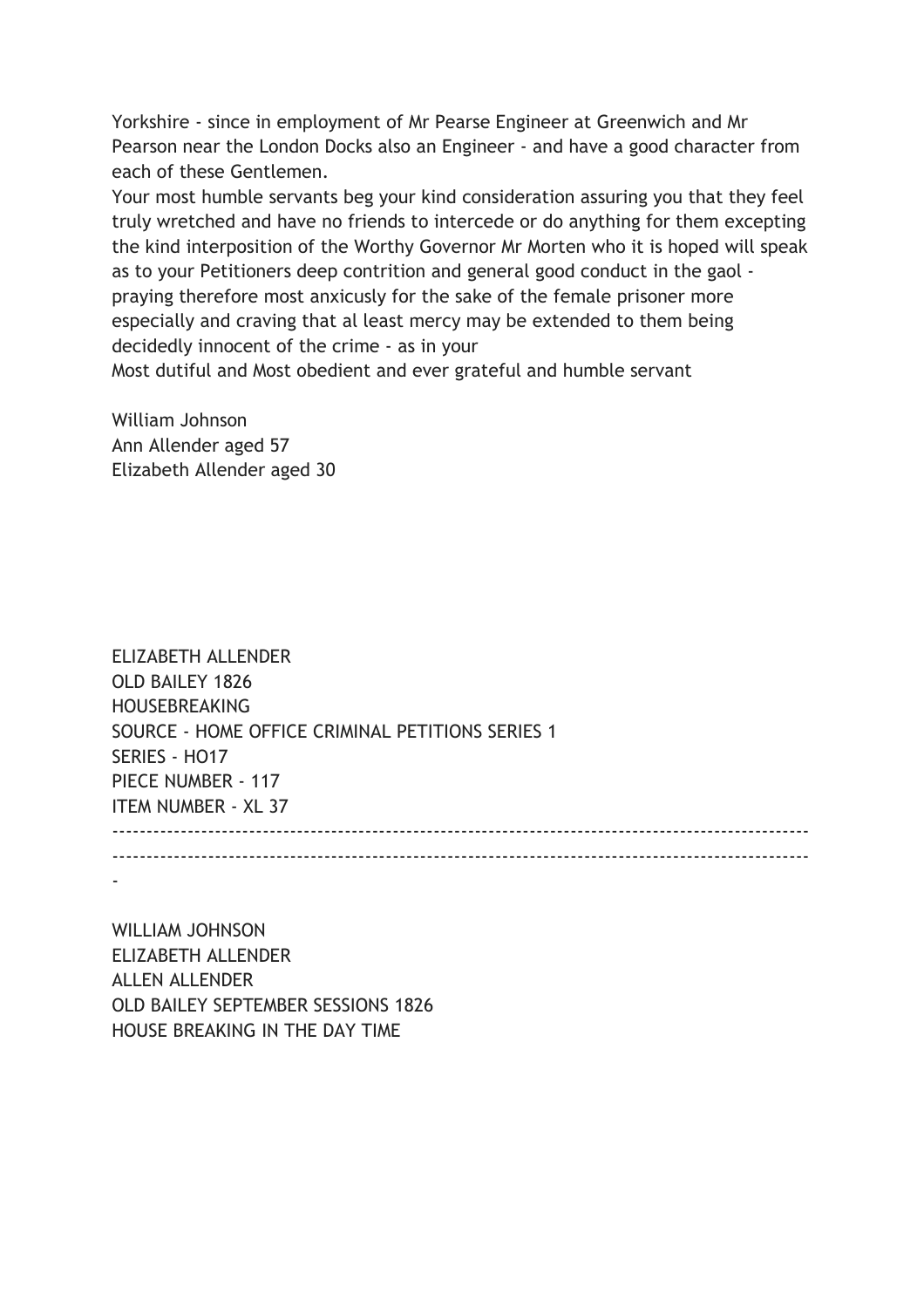Yorkshire - since in employment of Mr Pearse Engineer at Greenwich and Mr Pearson near the London Docks also an Engineer - and have a good character from each of these Gentlemen.

Your most humble servants beg your kind consideration assuring you that they feel truly wretched and have no friends to intercede or do anything for them excepting the kind interposition of the Worthy Governor Mr Morten who it is hoped will speak as to your Petitioners deep contrition and general good conduct in the gaol - praying therefore most anxicusly for the sake of the female prisoner more especially and craving that al least mercy may be extended to them being decidedly innocent of the crime - as in your

Most dutiful and Most obedient and ever grateful and humble servant

William Johnson
Ann Allender aged 57
Elizabeth Allender aged 30

ELIZABETH ALLENDER
OLD BAILEY 1826
HOUSEBREAKING
SOURCE - HOME OFFICE CRIMINAL PETITIONS SERIES 1
SERIES - HO17
PIECE NUMBER - 117
ITEM NUMBER - XL 37

---

WILLIAM JOHNSON
ELIZABETH ALLENDER
ALLEN ALLENDER
OLD BAILEY SEPTEMBER SESSIONS 1826
HOUSE BREAKING IN THE DAY TIME